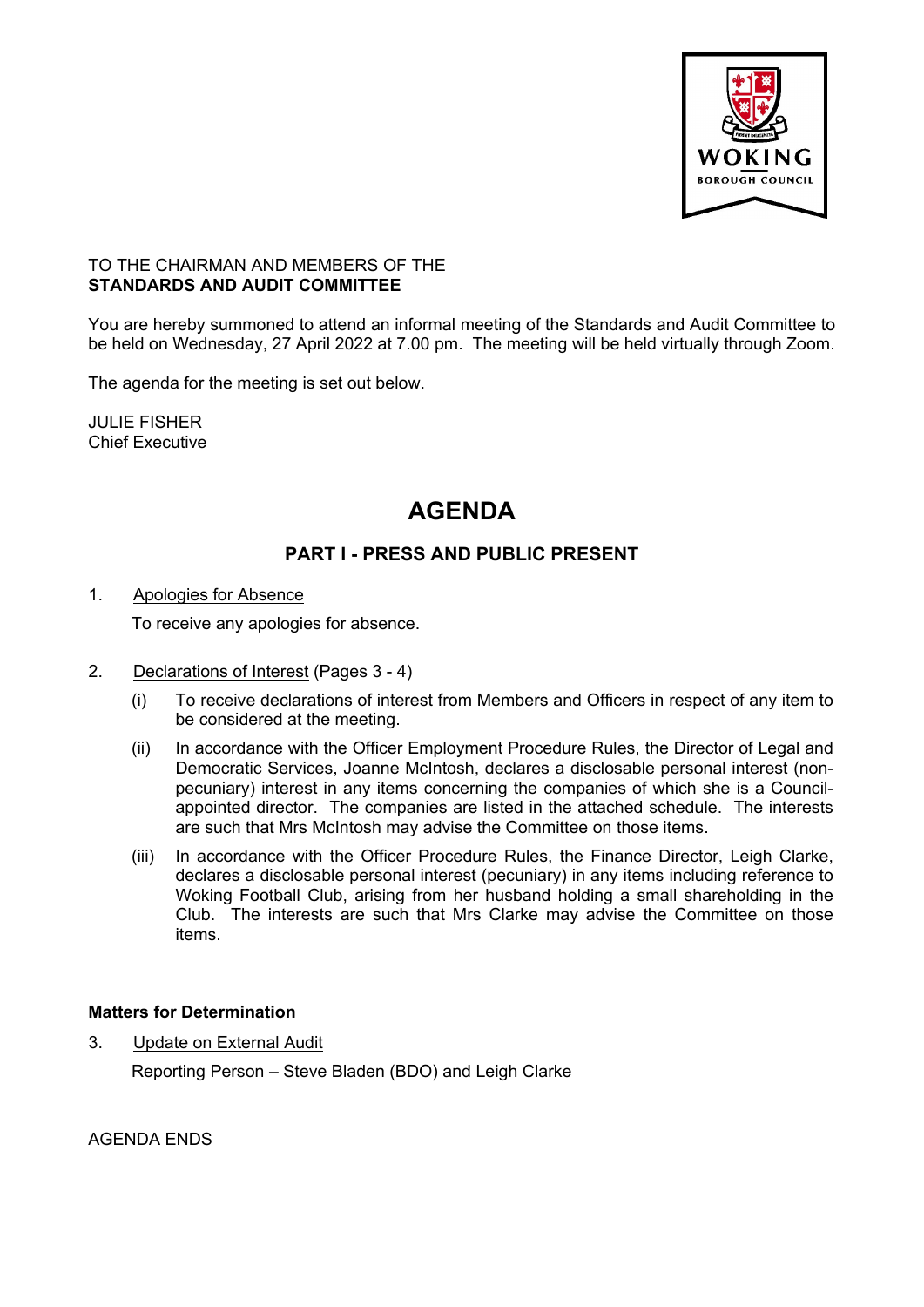TO THE CHAIRMAN AND MEMBERS OF THE
**STANDARDS AND AUDIT COMMITTEE**

You are hereby summoned to attend an informal meeting of the Standards and Audit Committee to be held on Wednesday, 27 April 2022 at 7.00 pm. The meeting will be held virtually through Zoom.

The agenda for the meeting is set out below.

JULIE FISHER
Chief Executive

# AGENDA

## PART I - PRESS AND PUBLIC PRESENT

1. Apologies for Absence

   To receive any apologies for absence.

2. Declarations of Interest (Pages 3 - 4)

   (i) To receive declarations of interest from Members and Officers in respect of any item to be considered at the meeting.

   (ii) In accordance with the Officer Employment Procedure Rules, the Director of Legal and Democratic Services, Joanne McIntosh, declares a disclosable personal interest (non-pecuniary) interest in any items concerning the companies of which she is a Council-appointed director. The companies are listed in the attached schedule. The interests are such that Mrs McIntosh may advise the Committee on those items.

   (iii) In accordance with the Officer Procedure Rules, the Finance Director, Leigh Clarke, declares a disclosable personal interest (pecuniary) in any items including reference to Woking Football Club, arising from her husband holding a small shareholding in the Club. The interests are such that Mrs Clarke may advise the Committee on those items.

**Matters for Determination**

3. Update on External Audit

   Reporting Person – Steve Bladen (BDO) and Leigh Clarke

AGENDA ENDS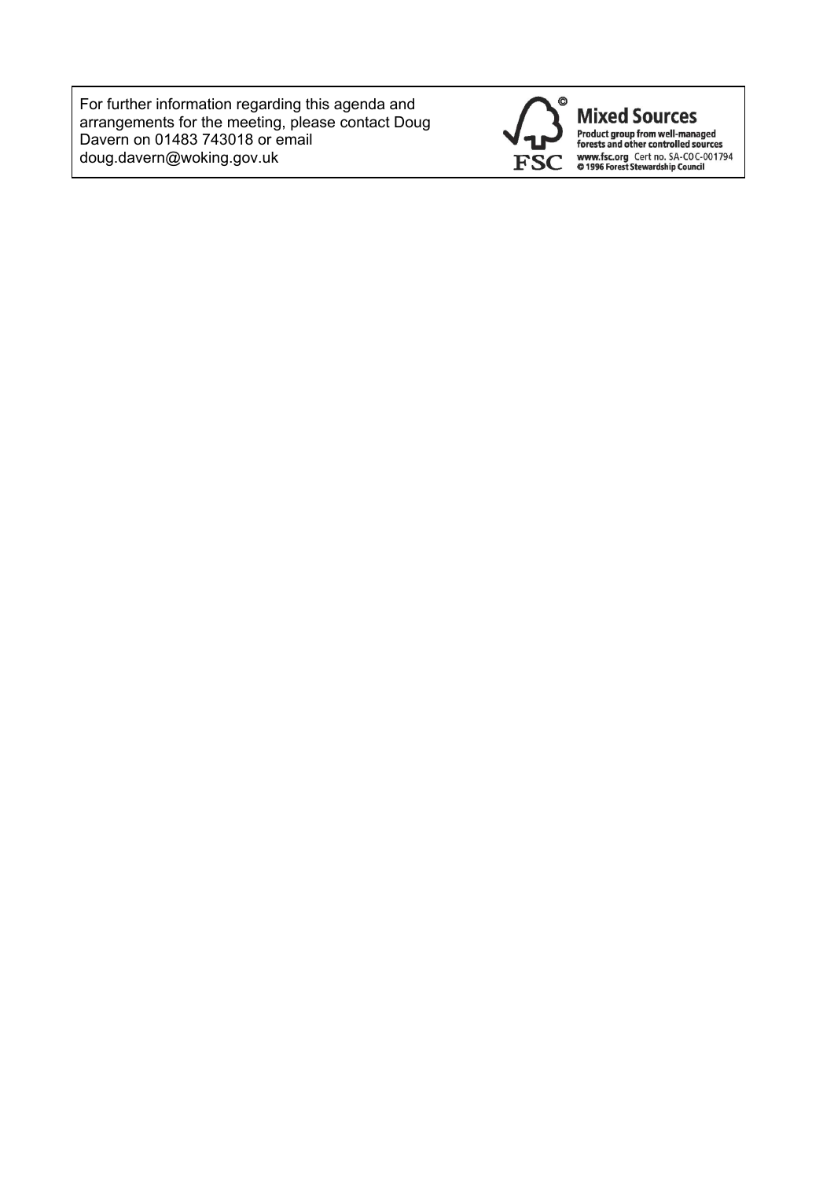For further information regarding this agenda and arrangements for the meeting, please contact Doug Davern on 01483 743018 or email doug.davern@woking.gov.uk

**Mixed Sources**
Product group from well-managed forests and other controlled sources
www.fsc.org Cert no. SA-COC-001794
© 1996 Forest Stewardship Council

FSC